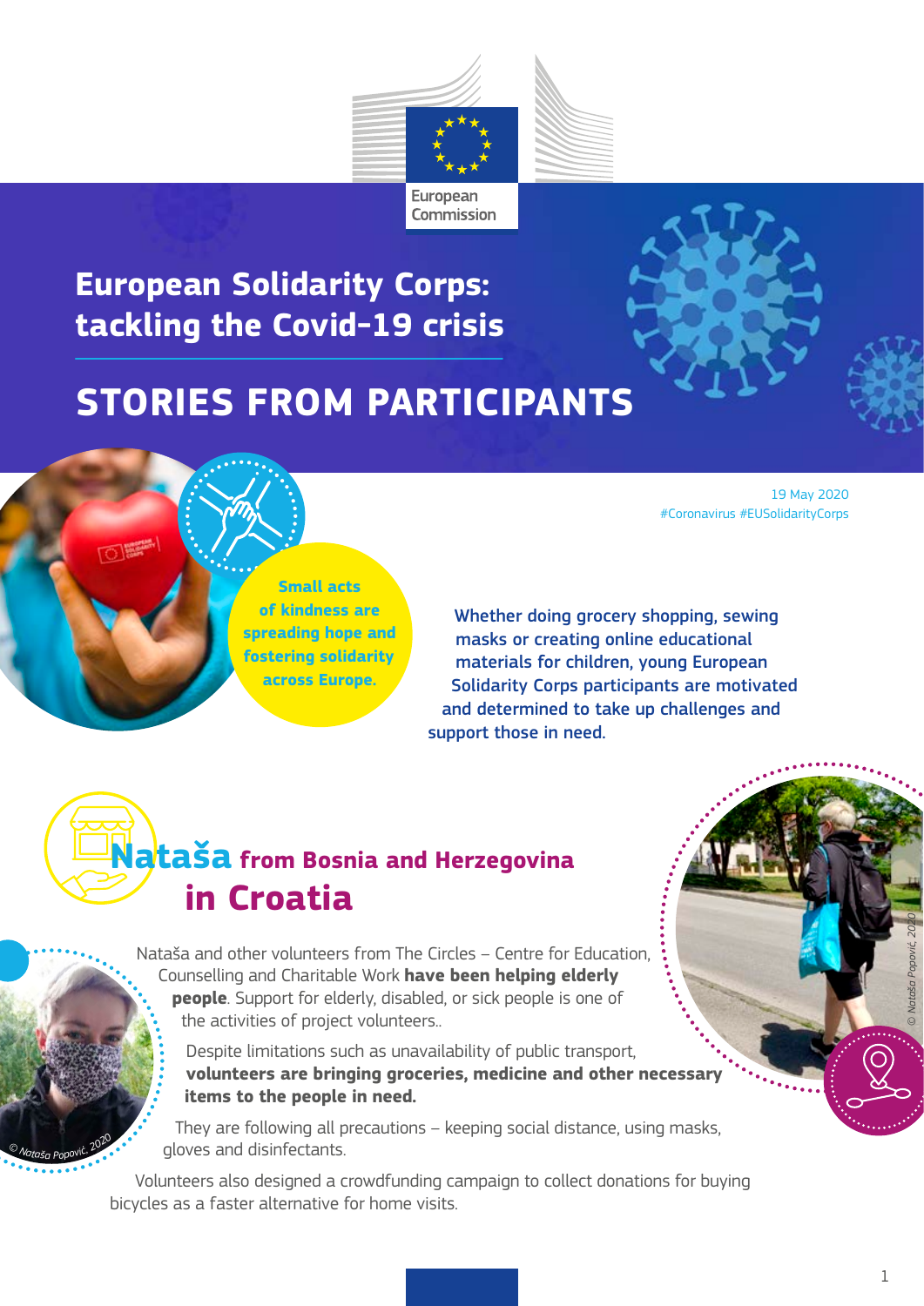European Commission

# European Solidarity Corps: tackling the Covid-19 crisis

# STORIES FROM PARTICIPANTS

19 May 2020
#Coronavirus #EUSolidarityCorps

**Small acts of kindness are spreading hope and fostering solidarity across Europe.**

Whether doing grocery shopping, sewing masks or creating online educational materials for children, young European Solidarity Corps participants are motivated and determined to take up challenges and support those in need.

## Nataša from Bosnia and Herzegovina in Croatia

Nataša and other volunteers from The Circles – Centre for Education, Counselling and Charitable Work **have been helping elderly people**. Support for elderly, disabled, or sick people is one of the activities of project volunteers..

Despite limitations such as unavailability of public transport, **volunteers are bringing groceries, medicine and other necessary items to the people in need.**

They are following all precautions – keeping social distance, using masks, gloves and disinfectants.

Volunteers also designed a crowdfunding campaign to collect donations for buying bicycles as a faster alternative for home visits.

© Nataša Popović, 2020

© Nataša Popović, 2020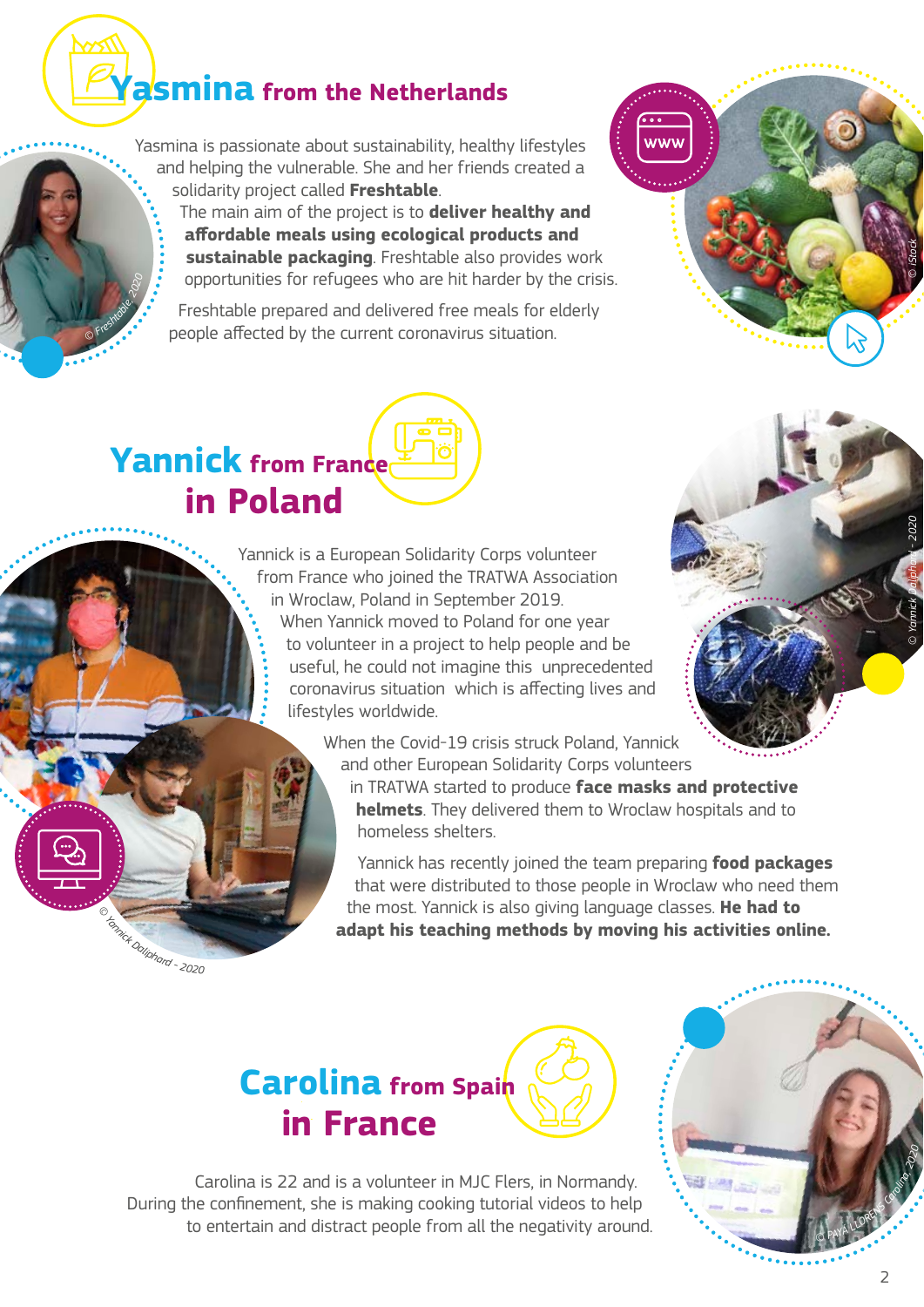## Yasmina from the Netherlands

Yasmina is passionate about sustainability, healthy lifestyles and helping the vulnerable. She and her friends created a solidarity project called **Freshtable**.

The main aim of the project is to **deliver healthy and affordable meals using ecological products and sustainable packaging**. Freshtable also provides work opportunities for refugees who are hit harder by the crisis.

Freshtable prepared and delivered free meals for elderly people affected by the current coronavirus situation.

© Freshtable 2020

© iStock

## Yannick from France in Poland

Yannick is a European Solidarity Corps volunteer from France who joined the TRATWA Association in Wroclaw, Poland in September 2019.

When Yannick moved to Poland for one year to volunteer in a project to help people and be useful, he could not imagine this unprecedented coronavirus situation which is affecting lives and lifestyles worldwide.

When the Covid-19 crisis struck Poland, Yannick and other European Solidarity Corps volunteers in TRATWA started to produce **face masks and protective helmets**. They delivered them to Wroclaw hospitals and to homeless shelters.

Yannick has recently joined the team preparing **food packages** that were distributed to those people in Wroclaw who need them the most. Yannick is also giving language classes. **He had to adapt his teaching methods by moving his activities online.**

© Yannick Daliphard - 2020

© Yannick Daliphard - 2020

## Carolina from Spain in France

Carolina is 22 and is a volunteer in MJC Flers, in Normandy. During the confinement, she is making cooking tutorial videos to help to entertain and distract people from all the negativity around.

© PAYÁ LLORENS Carolina, 2020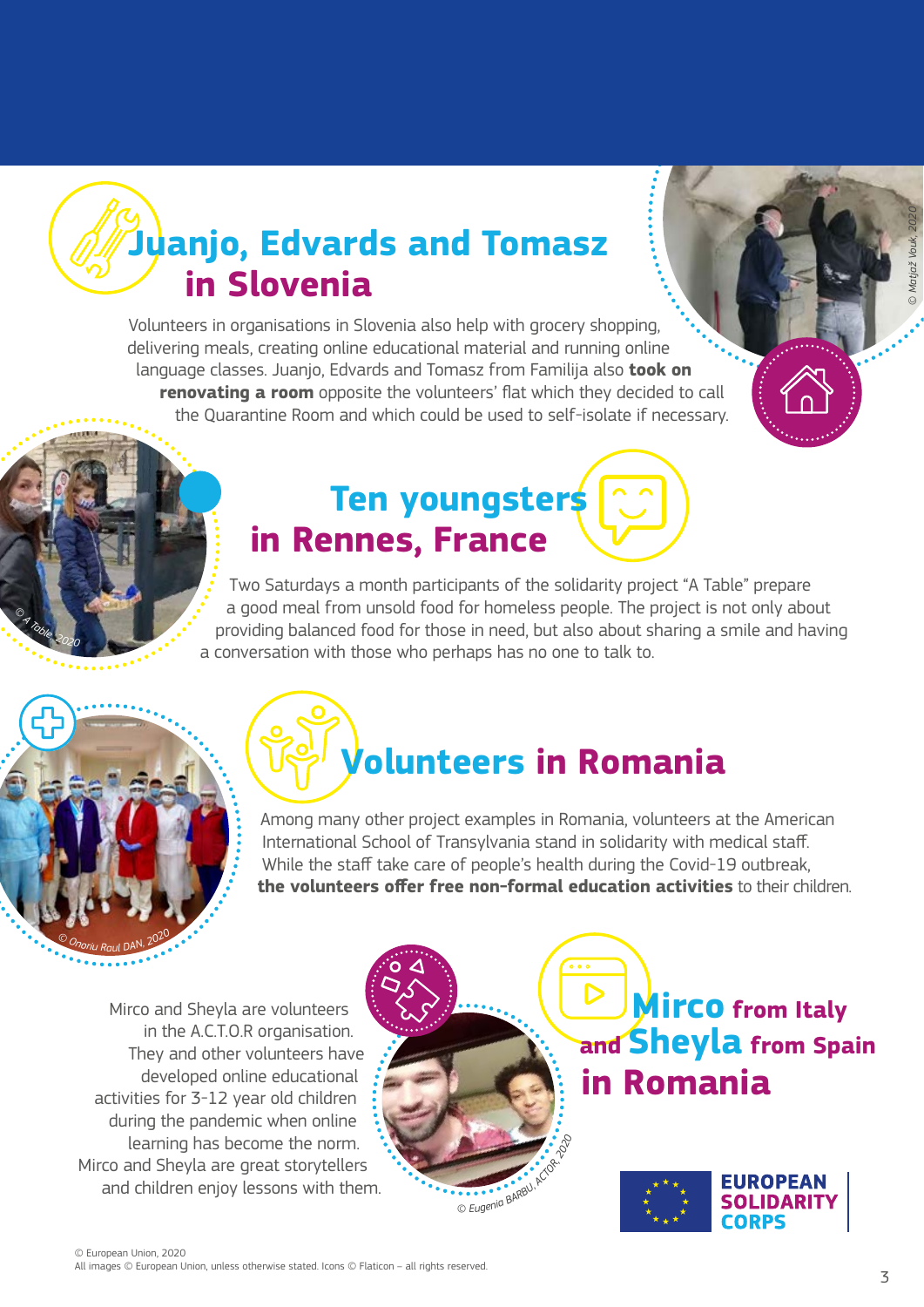## Juanjo, Edvards and Tomasz in Slovenia

Volunteers in organisations in Slovenia also help with grocery shopping, delivering meals, creating online educational material and running online language classes. Juanjo, Edvards and Tomasz from Familija also **took on renovating a room** opposite the volunteers' flat which they decided to call the Quarantine Room and which could be used to self-isolate if necessary.

© Matjaž Vouk, 2020

## Ten youngsters in Rennes, France

Two Saturdays a month participants of the solidarity project "A Table" prepare a good meal from unsold food for homeless people. The project is not only about providing balanced food for those in need, but also about sharing a smile and having a conversation with those who perhaps has no one to talk to.

© A Table, 2020

## Volunteers in Romania

Among many other project examples in Romania, volunteers at the American International School of Transylvania stand in solidarity with medical staff. While the staff take care of people's health during the Covid-19 outbreak, **the volunteers offer free non-formal education activities** to their children.

© Onoriu Raul DAN, 2020

## Mirco from Italy and Sheyla from Spain in Romania

Mirco and Sheyla are volunteers in the A.C.T.O.R organisation. They and other volunteers have developed online educational activities for 3-12 year old children during the pandemic when online learning has become the norm. Mirco and Sheyla are great storytellers and children enjoy lessons with them.

© Eugenia BARBU, ACTOR, 2020

EUROPEAN SOLIDARITY CORPS

© European Union, 2020
All images © European Union, unless otherwise stated. Icons © Flaticon – all rights reserved.